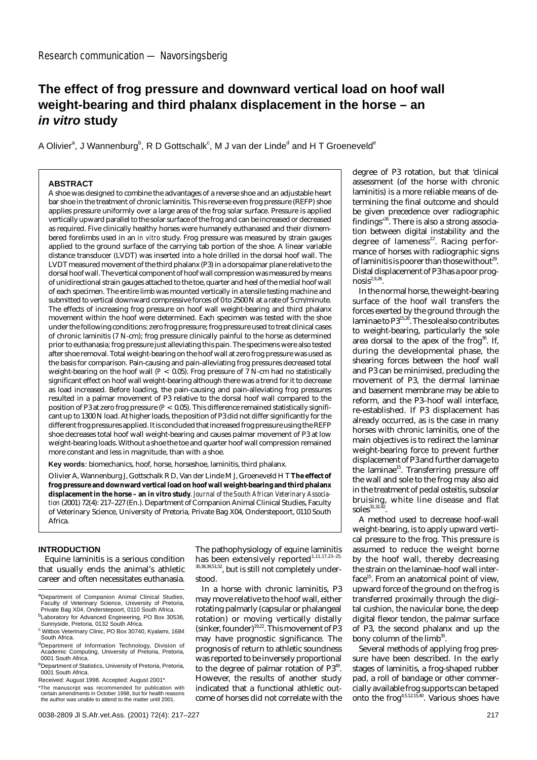Research communication — Navorsingsberig

# The effect of frog pressure and downward vertical load on hoof wall weight-bearing and third phalanx displacement in the horse – an *in vitro* study

A Olivier[a], J Wannenburg[b], R D Gottschalk[c], M J van der Linde[d] and H T Groeneveld[e]

## ABSTRACT

A shoe was designed to combine the advantages of a reverse shoe and an adjustable heart bar shoe in the treatment of chronic laminitis. This reverse even frog pressure (REFP) shoe applies pressure uniformly over a large area of the frog solar surface. Pressure is applied vertically upward parallel to the solar surface of the frog and can be increased or decreased as required. Five clinically healthy horses were humanely euthanased and their dismembered forelimbs used in an *in vitro* study. Frog pressure was measured by strain gauges applied to the ground surface of the carrying tab portion of the shoe. A linear variable distance transducer (LVDT) was inserted into a hole drilled in the dorsal hoof wall. The LVDT measured movement of the third phalanx (P3) in a dorsopalmar plane relative to the dorsal hoof wall. The vertical component of hoof wall compression was measured by means of unidirectional strain gauges attached to the toe, quarter and heel of the medial hoof wall of each specimen. The entire limb was mounted vertically in a tensile testing machine and submitted to vertical downward compressive forces of 0 to 2500 N at a rate of 5 cm/minute. The effects of increasing frog pressure on hoof wall weight-bearing and third phalanx movement within the hoof were determined. Each specimen was tested with the shoe under the following conditions: zero frog pressure; frog pressure used to treat clinical cases of chronic laminitis (7 N-cm); frog pressure clinically painful to the horse as determined prior to euthanasia; frog pressure just alleviating this pain. The specimens were also tested after shoe removal. Total weight-bearing on the hoof wall at zero frog pressure was used as the basis for comparison. Pain-causing and pain-alleviating frog pressures decreased total weight-bearing on the hoof wall ($P < 0.05$). Frog pressure of 7 N-cm had no statistically significant effect on hoof wall weight-bearing although there was a trend for it to decrease as load increased. Before loading, the pain-causing and pain-alleviating frog pressures resulted in a palmar movement of P3 relative to the dorsal hoof wall compared to the position of P3 at zero frog pressure ($P < 0.05$). This difference remained statistically significant up to 1300 N load. At higher loads, the position of P3 did not differ significantly for the different frog pressures applied. It is concluded that increased frog pressure using the REFP shoe decreases total hoof wall weight-bearing and causes palmar movement of P3 at low weight-bearing loads. Without a shoe the toe and quarter hoof wall compression remained more constant and less in magnitude, than with a shoe.

**Key words**: biomechanics, hoof, horse, horseshoe, laminitis, third phalanx.

Olivier A, Wannenburg J, Gottschalk R D, Van der Linde M J, Groeneveld H T **The effect of frog pressure and downward vertical load on hoof wall weight-bearing and third phalanx displacement in the horse – an in vitro study**. *Journal of the South African Veterinary Association* (2001) 72(4): 217–227 (En.). Department of Companion Animal Clinical Studies, Faculty of Veterinary Science, University of Pretoria, Private Bag X04, Onderstepoort, 0110 South Africa.

## INTRODUCTION

Equine laminitis is a serious condition that usually ends the animal's athletic career and often necessitates euthanasia. The pathophysiology of equine laminitis has been extensively reported[1,11,17,23–25,30,38,39,51,52], but is still not completely understood.

In a horse with chronic laminitis, P3 may move relative to the hoof wall, either rotating palmarly (capsular or phalangeal rotation) or moving vertically distally (sinker, founder)[19,22]. This movement of P3 may have prognostic significance. The prognosis of return to athletic soundness was reported to be inversely proportional to the degree of palmar rotation of P3[49]. However, the results of another study indicated that a functional athletic outcome of horses did not correlate with the degree of P3 rotation, but that 'clinical assessment (of the horse with chronic laminitis) is a more reliable means of determining the final outcome and should be given precedence over radiographic findings'[26]. There is also a strong association between digital instability and the degree of lameness[22]. Racing performance of horses with radiographic signs of laminitis is poorer than those without[29]. Distal displacement of P3 has a poor prognosis[2,9,26].

In the normal horse, the weight-bearing surface of the hoof wall transfers the forces exerted by the ground through the laminae to P3[15,28]. The sole also contributes to weight-bearing, particularly the sole area dorsal to the apex of the frog[36]. If, during the developmental phase, the shearing forces between the hoof wall and P3 can be minimised, precluding the movement of P3, the dermal laminae and basement membrane may be able to reform, and the P3–hoof wall interface, re-established. If P3 displacement has already occurred, as is the case in many horses with chronic laminitis, one of the main objectives is to redirect the laminar weight-bearing force to prevent further displacement of P3 and further damage to the laminae[15]. Transferring pressure off the wall and sole to the frog may also aid in the treatment of pedal osteitis, subsolar bruising, white line disease and flat soles[31,32,42].

A method used to decrease hoof-wall weight-bearing, is to apply upward vertical pressure to the frog. This pressure is assumed to reduce the weight borne by the hoof wall, thereby decreasing the strain on the laminae–hoof wall interface[15]. From an anatomical point of view, upward force of the ground on the frog is transferred proximally through the digital cushion, the navicular bone, the deep digital flexor tendon, the palmar surface of P3, the second phalanx and up the bony column of the limb[35].

Several methods of applying frog pressure have been described. In the early stages of laminitis, a frog-shaped rubber pad, a roll of bandage or other commercially available frog supports can be taped onto the frog[4,5,12,15,40]. Various shoes have

---

[a]Department of Companion Animal Clinical Studies, Faculty of Veterinary Science, University of Pretoria, Private Bag X04, Onderstepoort, 0110 South Africa.

[b]Laboratory for Advanced Engineering, PO Box 30536, Sunnyside, Pretoria, 0132 South Africa.

[c]Witbos Veterinary Clinic, PO Box 30740, Kyalami, 1684 South Africa.

[d]Department of Information Technology, Division of Academic Computing, University of Pretoria, Pretoria, 0001 South Africa.

[e]Department of Statistics, University of Pretoria, Pretoria, 0001 South Africa.

Received: August 1998. Accepted: August 2001*.

*The manuscript was recommended for publication with certain amendments in October 1998, but for health reasons the author was unable to attend to the matter until 2001.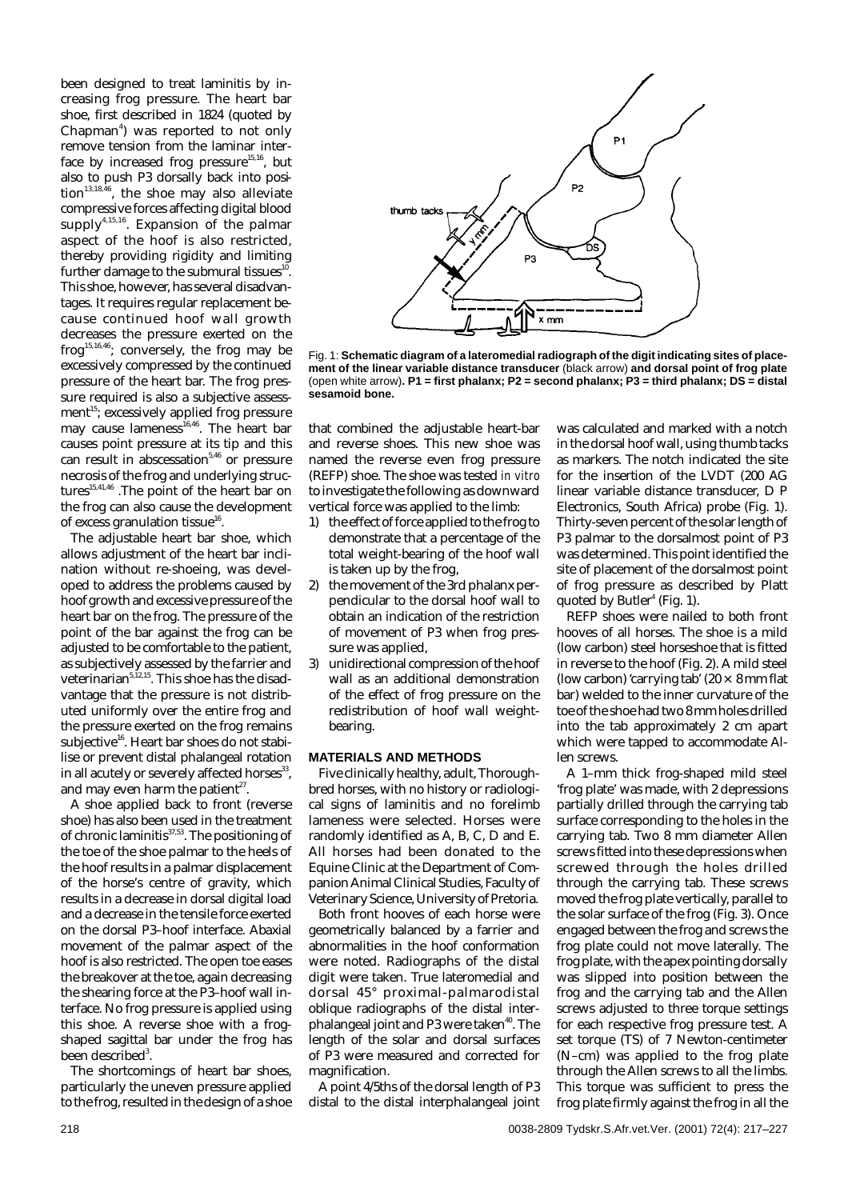been designed to treat laminitis by increasing frog pressure. The heart bar shoe, first described in 1824 (quoted by Chapman[4]) was reported to not only remove tension from the laminar interface by increased frog pressure[15,16], but also to push P3 dorsally back into position[13,18,46], the shoe may also alleviate compressive forces affecting digital blood supply[4,15,16]. Expansion of the palmar aspect of the hoof is also restricted, thereby providing rigidity and limiting further damage to the submural tissues[10]. This shoe, however, has several disadvantages. It requires regular replacement because continued hoof wall growth decreases the pressure exerted on the frog[15,16,46]; conversely, the frog may be excessively compressed by the continued pressure of the heart bar. The frog pressure required is also a subjective assessment[15]; excessively applied frog pressure may cause lameness[16,46]. The heart bar causes point pressure at its tip and this can result in abscessation[5,46] or pressure necrosis of the frog and underlying structures[15,41,46]. The point of the heart bar on the frog can also cause the development of excess granulation tissue[16].

The adjustable heart bar shoe, which allows adjustment of the heart bar inclination without re-shoeing, was developed to address the problems caused by hoof growth and excessive pressure of the heart bar on the frog. The pressure of the point of the bar against the frog can be adjusted to be comfortable to the patient, as subjectively assessed by the farrier and veterinarian[5,12,15]. This shoe has the disadvantage that the pressure is not distributed uniformly over the entire frog and the pressure exerted on the frog remains subjective[16]. Heart bar shoes do not stabilise or prevent distal phalangeal rotation in all acutely or severely affected horses[33], and may even harm the patient[27].

A shoe applied back to front (reverse shoe) has also been used in the treatment of chronic laminitis[37,53]. The positioning of the toe of the shoe palmar to the heels of the hoof results in a palmar displacement of the horse's centre of gravity, which results in a decrease in dorsal digital load and a decrease in the tensile force exerted on the dorsal P3–hoof interface. Abaxial movement of the palmar aspect of the hoof is also restricted. The open toe eases the breakover at the toe, again decreasing the shearing force at the P3–hoof wall interface. No frog pressure is applied using this shoe. A reverse shoe with a frog-shaped sagittal bar under the frog has been described[3].

The shortcomings of heart bar shoes, particularly the uneven pressure applied to the frog, resulted in the design of a shoe that combined the adjustable heart-bar and reverse shoes. This new shoe was named the reverse even frog pressure (REFP) shoe. The shoe was tested *in vitro* to investigate the following as downward vertical force was applied to the limb:

1) the effect of force applied to the frog to demonstrate that a percentage of the total weight-bearing of the hoof wall is taken up by the frog,
2) the movement of the 3rd phalanx perpendicular to the dorsal hoof wall to obtain an indication of the restriction of movement of P3 when frog pressure was applied,
3) unidirectional compression of the hoof wall as an additional demonstration of the effect of frog pressure on the redistribution of hoof wall weight-bearing.

Fig. 1: **Schematic diagram of a lateromedial radiograph of the digit indicating sites of placement of the linear variable distance transducer** (black arrow) **and dorsal point of frog plate** (open white arrow). **P1 = first phalanx; P2 = second phalanx; P3 = third phalanx; DS = distal sesamoid bone.**

## MATERIALS AND METHODS

Five clinically healthy, adult, Thoroughbred horses, with no history or radiological signs of laminitis and no forelimb lameness were selected. Horses were randomly identified as A, B, C, D and E. All horses had been donated to the Equine Clinic at the Department of Companion Animal Clinical Studies, Faculty of Veterinary Science, University of Pretoria.

Both front hooves of each horse were geometrically balanced by a farrier and abnormalities in the hoof conformation were noted. Radiographs of the distal digit were taken. True lateromedial and dorsal 45° proximal-palmarodistal oblique radiographs of the distal interphalangeal joint and P3 were taken[40]. The length of the solar and dorsal surfaces of P3 were measured and corrected for magnification.

A point 4/5ths of the dorsal length of P3 distal to the distal interphalangeal joint was calculated and marked with a notch in the dorsal hoof wall, using thumb tacks as markers. The notch indicated the site for the insertion of the LVDT (200 AG linear variable distance transducer, D P Electronics, South Africa) probe (Fig. 1). Thirty-seven percent of the solar length of P3 palmar to the dorsalmost point of P3 was determined. This point identified the site of placement of the dorsalmost point of frog pressure as described by Platt quoted by Butler[4] (Fig. 1).

REFP shoes were nailed to both front hooves of all horses. The shoe is a mild (low carbon) steel horseshoe that is fitted in reverse to the hoof (Fig. 2). A mild steel (low carbon) 'carrying tab' (20 × 8 mm flat bar) welded to the inner curvature of the toe of the shoe had two 8 mm holes drilled into the tab approximately 2 cm apart which were tapped to accommodate Allen screws.

A 1-mm thick frog-shaped mild steel 'frog plate' was made, with 2 depressions partially drilled through the carrying tab surface corresponding to the holes in the carrying tab. Two 8 mm diameter Allen screws fitted into these depressions when screwed through the holes drilled through the carrying tab. These screws moved the frog plate vertically, parallel to the solar surface of the frog (Fig. 3). Once engaged between the frog and screws the frog plate could not move laterally. The frog plate, with the apex pointing dorsally was slipped into position between the frog and the carrying tab and the Allen screws adjusted to three torque settings for each respective frog pressure test. A set torque (TS) of 7 Newton-centimeter (N–cm) was applied to the frog plate through the Allen screws to all the limbs. This torque was sufficient to press the frog plate firmly against the frog in all the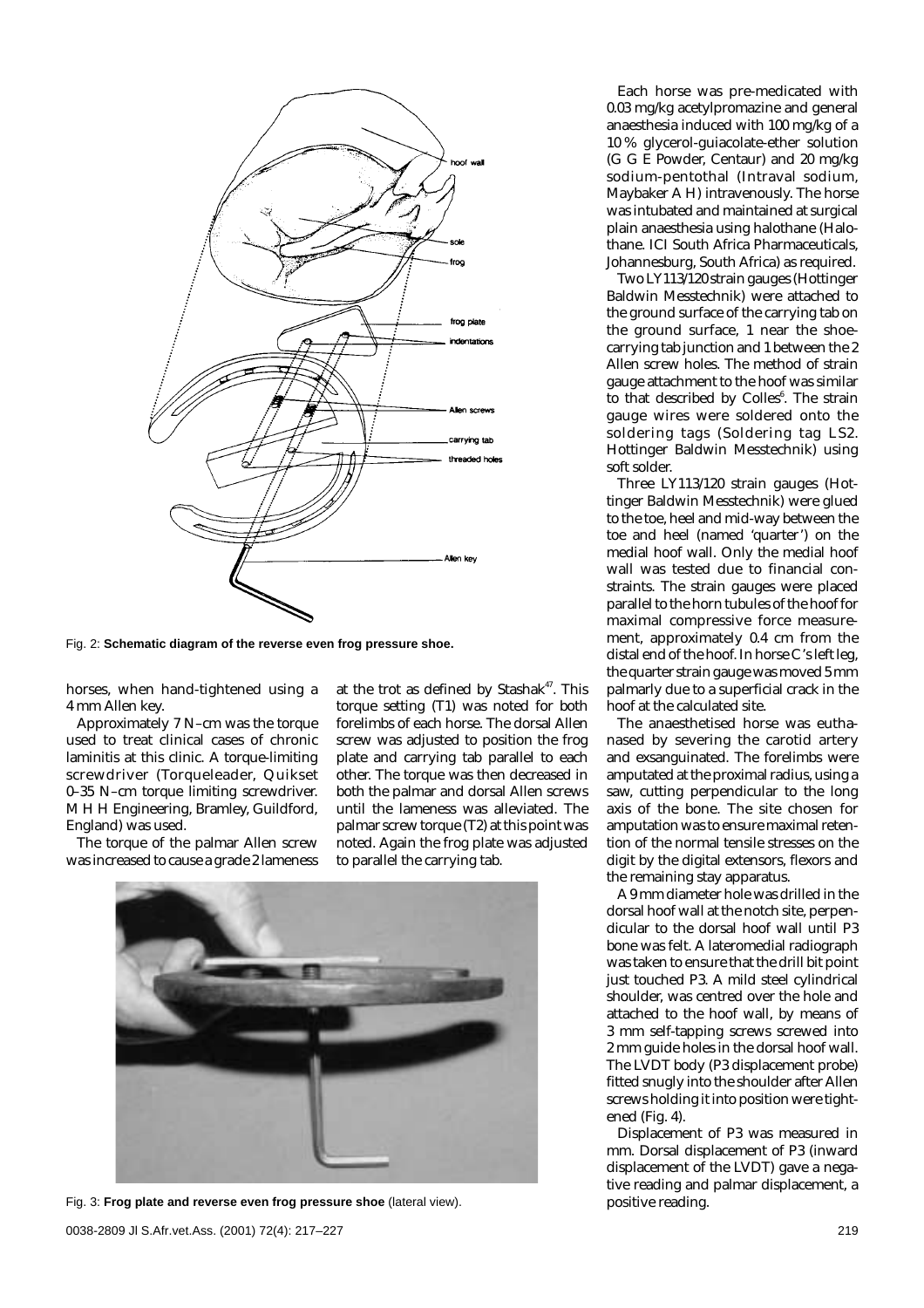Fig. 2: **Schematic diagram of the reverse even frog pressure shoe.**

horses, when hand-tightened using a 4 mm Allen key.

Approximately 7 N–cm was the torque used to treat clinical cases of chronic laminitis at this clinic. A torque-limiting screwdriver (Torqueleader, Quikset 0–35 N–cm torque limiting screwdriver. M H H Engineering, Bramley, Guildford, England) was used.

The torque of the palmar Allen screw was increased to cause a grade 2 lameness at the trot as defined by Stashak[47]. This torque setting (T1) was noted for both forelimbs of each horse. The dorsal Allen screw was adjusted to position the frog plate and carrying tab parallel to each other. The torque was then decreased in both the palmar and dorsal Allen screws until the lameness was alleviated. The palmar screw torque (T2) at this point was noted. Again the frog plate was adjusted to parallel the carrying tab.

Fig. 3: **Frog plate and reverse even frog pressure shoe** (lateral view).

Each horse was pre-medicated with 0.03 mg/kg acetylpromazine and general anaesthesia induced with 100 mg/kg of a 10 % glycerol-guiacolate-ether solution (G G E Powder, Centaur) and 20 mg/kg sodium-pentothal (Intraval sodium, Maybaker A H) intravenously. The horse was intubated and maintained at surgical plain anaesthesia using halothane (Halothane. ICI South Africa Pharmaceuticals, Johannesburg, South Africa) as required.

Two LY113/120 strain gauges (Hottinger Baldwin Messtechnik) were attached to the ground surface of the carrying tab on the ground surface, 1 near the shoe-carrying tab junction and 1 between the 2 Allen screw holes. The method of strain gauge attachment to the hoof was similar to that described by Colles[6]. The strain gauge wires were soldered onto the soldering tags (Soldering tag LS2. Hottinger Baldwin Messtechnik) using soft solder.

Three LY113/120 strain gauges (Hottinger Baldwin Messtechnik) were glued to the toe, heel and mid-way between the toe and heel (named 'quarter') on the medial hoof wall. Only the medial hoof wall was tested due to financial constraints. The strain gauges were placed parallel to the horn tubules of the hoof for maximal compressive force measurement, approximately 0.4 cm from the distal end of the hoof. In horse C's left leg, the quarter strain gauge was moved 5 mm palmarly due to a superficial crack in the hoof at the calculated site.

The anaesthetised horse was euthanased by severing the carotid artery and exsanguinated. The forelimbs were amputated at the proximal radius, using a saw, cutting perpendicular to the long axis of the bone. The site chosen for amputation was to ensure maximal retention of the normal tensile stresses on the digit by the digital extensors, flexors and the remaining stay apparatus.

A 9 mm diameter hole was drilled in the dorsal hoof wall at the notch site, perpendicular to the dorsal hoof wall until P3 bone was felt. A lateromedial radiograph was taken to ensure that the drill bit point just touched P3. A mild steel cylindrical shoulder, was centred over the hole and attached to the hoof wall, by means of 3 mm self-tapping screws screwed into 2 mm guide holes in the dorsal hoof wall. The LVDT body (P3 displacement probe) fitted snugly into the shoulder after Allen screws holding it into position were tightened (Fig. 4).

Displacement of P3 was measured in mm. Dorsal displacement of P3 (inward displacement of the LVDT) gave a negative reading and palmar displacement, a positive reading.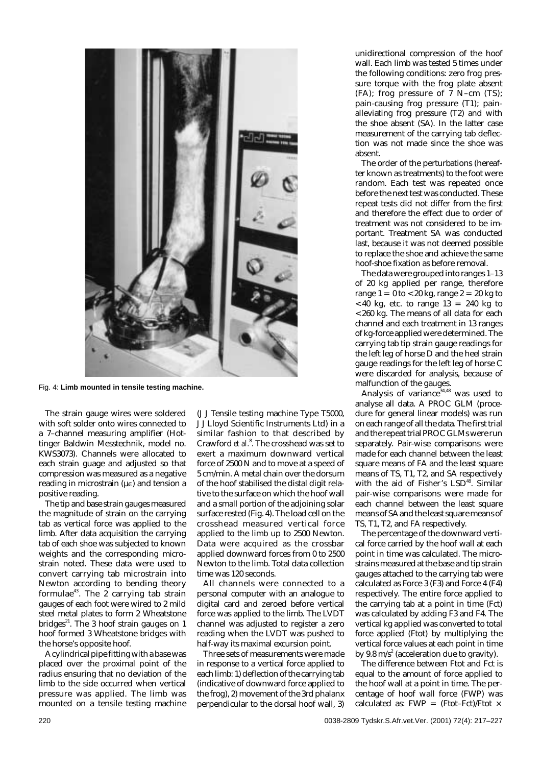Fig. 4: **Limb mounted in tensile testing machine.**

The strain gauge wires were soldered with soft solder onto wires connected to a 7–channel measuring amplifier (Hottinger Baldwin Messtechnik, model no. KWS3073). Channels were allocated to each strain guage and adjusted so that compression was measured as a negative reading in microstrain ($\mu\varepsilon$) and tension a positive reading.

The tip and base strain gauges measured the magnitude of strain on the carrying tab as vertical force was applied to the limb. After data acquisition the carrying tab of each shoe was subjected to known weights and the corresponding microstrain noted. These data were used to convert carrying tab microstrain into Newton according to bending theory formulae[43]. The 2 carrying tab strain gauges of each foot were wired to 2 mild steel metal plates to form 2 Wheatstone bridges[21]. The 3 hoof strain gauges on 1 hoof formed 3 Wheatstone bridges with the horse's opposite hoof.

A cylindrical pipe fitting with a base was placed over the proximal point of the radius ensuring that no deviation of the limb to the side occurred when vertical pressure was applied. The limb was mounted on a tensile testing machine (J J Tensile testing machine Type T5000, J J Lloyd Scientific Instruments Ltd) in a similar fashion to that described by Crawford *et al.*[8]. The crosshead was set to exert a maximum downward vertical force of 2500 N and to move at a speed of 5 cm/min. A metal chain over the dorsum of the hoof stabilised the distal digit relative to the surface on which the hoof wall and a small portion of the adjoining solar surface rested (Fig. 4). The load cell on the crosshead measured vertical force applied to the limb up to 2500 Newton. Data were acquired as the crossbar applied downward forces from 0 to 2500 Newton to the limb. Total data collection time was 120 seconds.

All channels were connected to a personal computer with an analogue to digital card and zeroed before vertical force was applied to the limb. The LVDT channel was adjusted to register a zero reading when the LVDT was pushed to half-way its maximal excursion point.

Three sets of measurements were made in response to a vertical force applied to each limb: 1) deflection of the carrying tab (indicative of downward force applied to the frog), 2) movement of the 3rd phalanx perpendicular to the dorsal hoof wall, 3) unidirectional compression of the hoof wall. Each limb was tested 5 times under the following conditions: zero frog pressure torque with the frog plate absent (FA); frog pressure of 7 N–cm (TS); pain-causing frog pressure (T1); pain-alleviating frog pressure (T2) and with the shoe absent (SA). In the latter case measurement of the carrying tab deflection was not made since the shoe was absent.

The order of the perturbations (hereafter known as treatments) to the foot were random. Each test was repeated once before the next test was conducted. These repeat tests did not differ from the first and therefore the effect due to order of treatment was not considered to be important. Treatment SA was conducted last, because it was not deemed possible to replace the shoe and achieve the same hoof-shoe fixation as before removal.

The data were grouped into ranges 1–13 of 20 kg applied per range, therefore range 1 = 0 to < 20 kg, range 2 = 20 kg to < 40 kg, etc. to range 13 = 240 kg to < 260 kg. The means of all data for each channel and each treatment in 13 ranges of kg-force applied were determined. The carrying tab tip strain gauge readings for the left leg of horse D and the heel strain gauge readings for the left leg of horse C were discarded for analysis, because of malfunction of the gauges.

Analysis of variance[34,48] was used to analyse all data. A PROC GLM (procedure for general linear models) was run on each range of all the data. The first trial and the repeat trial PROC GLMs were run separately. Pair-wise comparisons were made for each channel between the least square means of FA and the least square means of TS, T1, T2, and SA respectively with the aid of Fisher's LSD[48]. Similar pair-wise comparisons were made for each channel between the least square means of SA and the least square means of TS, T1, T2, and FA respectively.

The percentage of the downward vertical force carried by the hoof wall at each point in time was calculated. The microstrains measured at the base and tip strain gauges attached to the carrying tab were calculated as Force 3 (F3) and Force 4 (F4) respectively. The entire force applied to the carrying tab at a point in time (Fct) was calculated by adding F3 and F4. The vertical kg applied was converted to total force applied (Ftot) by multiplying the vertical force values at each point in time by 9.8 m/s$^2$ (acceleration due to gravity).

The difference between Ftot and Fct is equal to the amount of force applied to the hoof wall at a point in time. The percentage of hoof wall force (FWP) was calculated as: FWP = (Ftot–Fct)/Ftot ×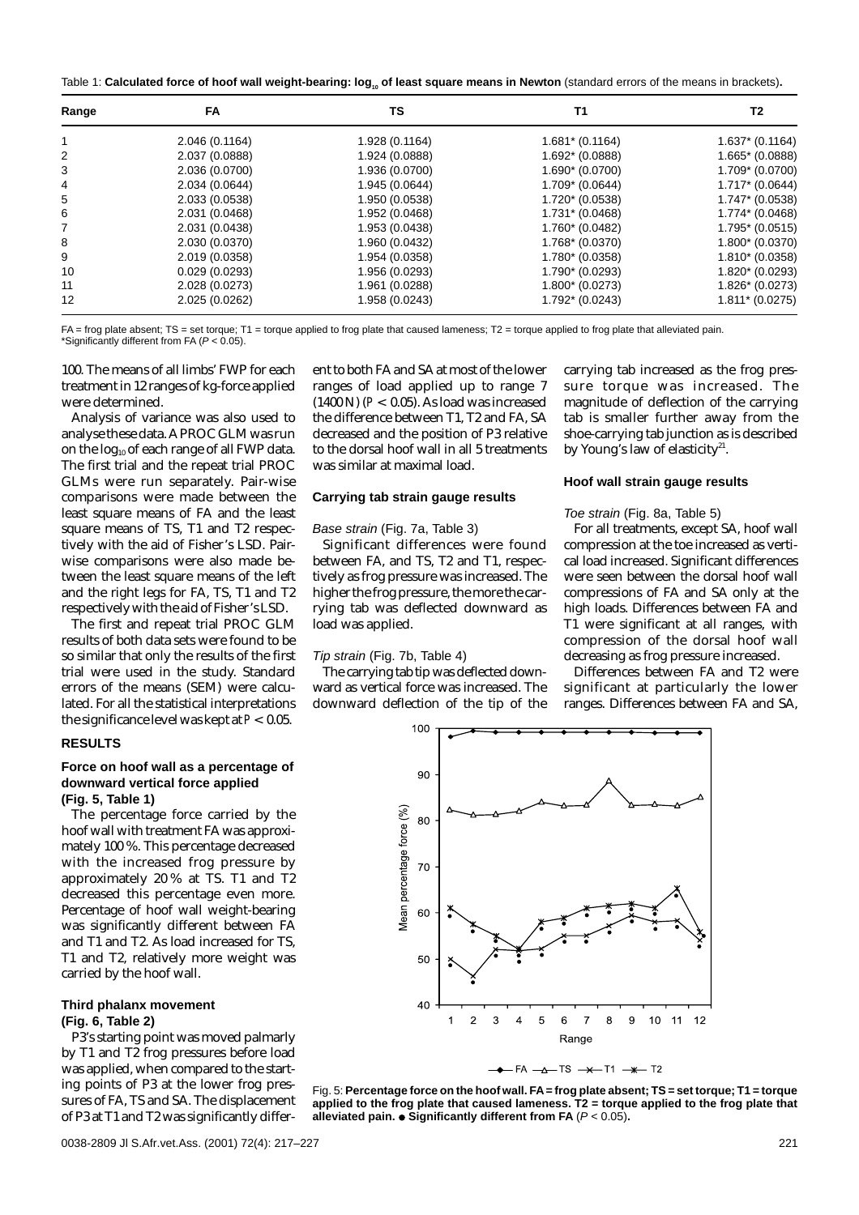Table 1: **Calculated force of hoof wall weight-bearing: $\log_{10}$ of least square means in Newton** (standard errors of the means in brackets)**.**

| Range | FA | TS | T1 | T2 |
|---|---|---|---|---|
| 1 | 2.046 (0.1164) | 1.928 (0.1164) | 1.681* (0.1164) | 1.637* (0.1164) |
| 2 | 2.037 (0.0888) | 1.924 (0.0888) | 1.692* (0.0888) | 1.665* (0.0888) |
| 3 | 2.036 (0.0700) | 1.936 (0.0700) | 1.690* (0.0700) | 1.709* (0.0700) |
| 4 | 2.034 (0.0644) | 1.945 (0.0644) | 1.709* (0.0644) | 1.717* (0.0644) |
| 5 | 2.033 (0.0538) | 1.950 (0.0538) | 1.720* (0.0538) | 1.747* (0.0538) |
| 6 | 2.031 (0.0468) | 1.952 (0.0468) | 1.731* (0.0468) | 1.774* (0.0468) |
| 7 | 2.031 (0.0438) | 1.953 (0.0438) | 1.760* (0.0482) | 1.795* (0.0515) |
| 8 | 2.030 (0.0370) | 1.960 (0.0432) | 1.768* (0.0370) | 1.800* (0.0370) |
| 9 | 2.019 (0.0358) | 1.954 (0.0358) | 1.780* (0.0358) | 1.810* (0.0358) |
| 10 | 0.029 (0.0293) | 1.956 (0.0293) | 1.790* (0.0293) | 1.820* (0.0293) |
| 11 | 2.028 (0.0273) | 1.961 (0.0288) | 1.800* (0.0273) | 1.826* (0.0273) |
| 12 | 2.025 (0.0262) | 1.958 (0.0243) | 1.792* (0.0243) | 1.811* (0.0275) |

FA = frog plate absent; TS = set torque; T1 = torque applied to frog plate that caused lameness; T2 = torque applied to frog plate that alleviated pain.
*Significantly different from FA ($P < 0.05$).

100. The means of all limbs' FWP for each treatment in 12 ranges of kg-force applied were determined.

Analysis of variance was also used to analyse these data. A PROC GLM was run on the $\log_{10}$ of each range of all FWP data. The first trial and the repeat trial PROC GLMs were run separately. Pair-wise comparisons were made between the least square means of FA and the least square means of TS, T1 and T2 respectively with the aid of Fisher's LSD. Pair-wise comparisons were also made between the least square means of the left and the right legs for FA, TS, T1 and T2 respectively with the aid of Fisher's LSD.

The first and repeat trial PROC GLM results of both data sets were found to be so similar that only the results of the first trial were used in the study. Standard errors of the means (SEM) were calculated. For all the statistical interpretations the significance level was kept at $P < 0.05$.

## RESULTS

### Force on hoof wall as a percentage of downward vertical force applied (Fig. 5, Table 1)

The percentage force carried by the hoof wall with treatment FA was approximately 100 %. This percentage decreased with the increased frog pressure by approximately 20 % at TS. T1 and T2 decreased this percentage even more. Percentage of hoof wall weight-bearing was significantly different between FA and T1 and T2. As load increased for TS, T1 and T2, relatively more weight was carried by the hoof wall.

### Third phalanx movement (Fig. 6, Table 2)

P3's starting point was moved palmarly by T1 and T2 frog pressures before load was applied, when compared to the starting points of P3 at the lower frog pressures of FA, TS and SA. The displacement of P3 at T1 and T2 was significantly different to both FA and SA at most of the lower ranges of load applied up to range 7 (1400 N) ($P < 0.05$). As load was increased the difference between T1, T2 and FA, SA decreased and the position of P3 relative to the dorsal hoof wall in all 5 treatments was similar at maximal load.

### Carrying tab strain gauge results

*Base strain* (Fig. 7a, Table 3)

Significant differences were found between FA, and TS, T2 and T1, respectively as frog pressure was increased. The higher the frog pressure, the more the carrying tab was deflected downward as load was applied.

*Tip strain* (Fig. 7b, Table 4)

The carrying tab tip was deflected downward as vertical force was increased. The downward deflection of the tip of the carrying tab increased as the frog pressure torque was increased. The magnitude of deflection of the carrying tab is smaller further away from the shoe-carrying tab junction as is described by Young's law of elasticity[21].

### Hoof wall strain gauge results

*Toe strain* (Fig. 8a, Table 5)

For all treatments, except SA, hoof wall compression at the toe increased as vertical load increased. Significant differences were seen between the dorsal hoof wall compressions of FA and SA only at the high loads. Differences between FA and T1 were significant at all ranges, with compression of the dorsal hoof wall decreasing as frog pressure increased.

Differences between FA and T2 were significant at particularly the lower ranges. Differences between FA and SA,

Fig. 5: **Percentage force on the hoof wall. FA = frog plate absent; TS = set torque; T1 = torque applied to the frog plate that caused lameness. T2 = torque applied to the frog plate that alleviated pain. ● Significantly different from FA** ($P < 0.05$)**.**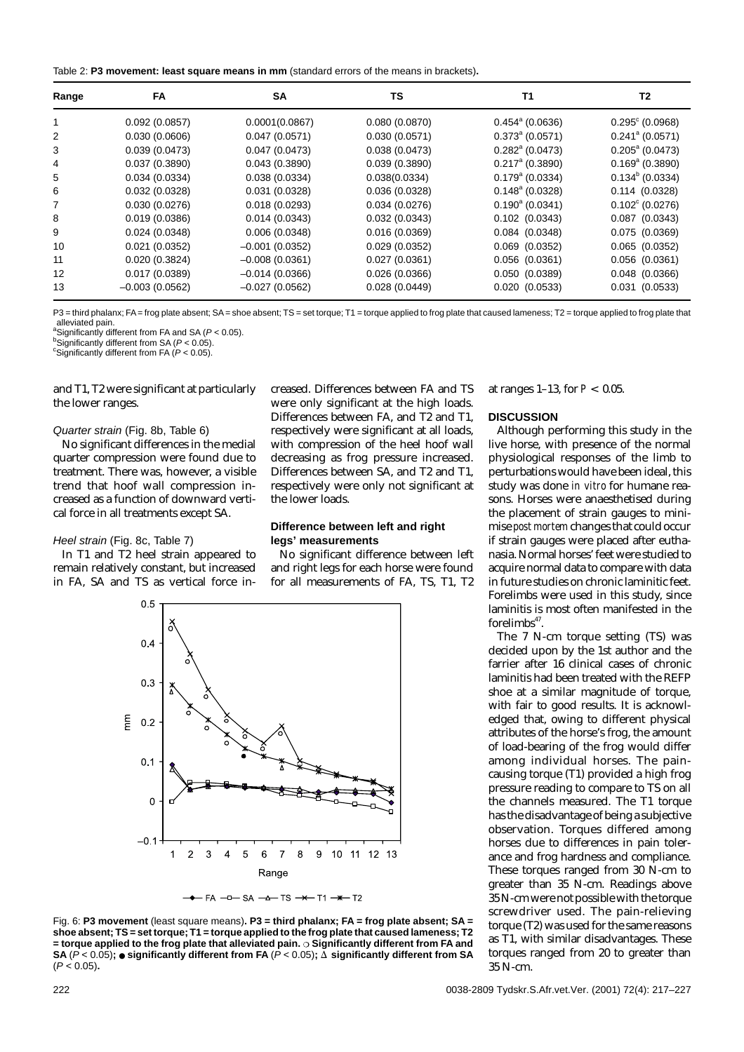Table 2: **P3 movement: least square means in mm** (standard errors of the means in brackets).

| Range | FA | SA | TS | T1 | T2 |
|---|---|---|---|---|---|
| 1 | 0.092 (0.0857) | 0.0001(0.0867) | 0.080 (0.0870) | 0.454[a] (0.0636) | 0.295[c] (0.0968) |
| 2 | 0.030 (0.0606) | 0.047 (0.0571) | 0.030 (0.0571) | 0.373[a] (0.0571) | 0.241[a] (0.0571) |
| 3 | 0.039 (0.0473) | 0.047 (0.0473) | 0.038 (0.0473) | 0.282[a] (0.0473) | 0.205[a] (0.0473) |
| 4 | 0.037 (0.3890) | 0.043 (0.3890) | 0.039 (0.3890) | 0.217[a] (0.3890) | 0.169[a] (0.3890) |
| 5 | 0.034 (0.0334) | 0.038 (0.0334) | 0.038(0.0334) | 0.179[a] (0.0334) | 0.134[b] (0.0334) |
| 6 | 0.032 (0.0328) | 0.031 (0.0328) | 0.036 (0.0328) | 0.148[a] (0.0328) | 0.114 (0.0328) |
| 7 | 0.030 (0.0276) | 0.018 (0.0293) | 0.034 (0.0276) | 0.190[a] (0.0341) | 0.102[c] (0.0276) |
| 8 | 0.019 (0.0386) | 0.014 (0.0343) | 0.032 (0.0343) | 0.102 (0.0343) | 0.087 (0.0343) |
| 9 | 0.024 (0.0348) | 0.006 (0.0348) | 0.016 (0.0369) | 0.084 (0.0348) | 0.075 (0.0369) |
| 10 | 0.021 (0.0352) | –0.001 (0.0352) | 0.029 (0.0352) | 0.069 (0.0352) | 0.065 (0.0352) |
| 11 | 0.020 (0.3824) | –0.008 (0.0361) | 0.027 (0.0361) | 0.056 (0.0361) | 0.056 (0.0361) |
| 12 | 0.017 (0.0389) | –0.014 (0.0366) | 0.026 (0.0366) | 0.050 (0.0389) | 0.048 (0.0366) |
| 13 | –0.003 (0.0562) | –0.027 (0.0562) | 0.028 (0.0449) | 0.020 (0.0533) | 0.031 (0.0533) |

P3 = third phalanx; FA = frog plate absent; SA = shoe absent; TS = set torque; T1 = torque applied to frog plate that caused lameness; T2 = torque applied to frog plate that alleviated pain.
[a]Significantly different from FA and SA ($P < 0.05$).
[b]Significantly different from SA ($P < 0.05$).
[c]Significantly different from FA ($P < 0.05$).

and T1, T2 were significant at particularly the lower ranges.

*Quarter strain* (Fig. 8b, Table 6)

No significant differences in the medial quarter compression were found due to treatment. There was, however, a visible trend that hoof wall compression increased as a function of downward vertical force in all treatments except SA.

*Heel strain* (Fig. 8c, Table 7)

In T1 and T2 heel strain appeared to remain relatively constant, but increased in FA, SA and TS as vertical force increased. Differences between FA and TS were only significant at the high loads. Differences between FA, and T2 and T1, respectively were significant at all loads, with compression of the heel hoof wall decreasing as frog pressure increased. Differences between SA, and T2 and T1, respectively were only not significant at the lower loads.

### Difference between left and right legs' measurements

No significant difference between left and right legs for each horse were found for all measurements of FA, TS, T1, T2 at ranges 1–13, for $P < 0.05$.

Fig. 6: **P3 movement** (least square means)**. P3 = third phalanx; FA = frog plate absent; SA = shoe absent; TS = set torque; T1 = torque applied to the frog plate that caused lameness; T2 = torque applied to the frog plate that alleviated pain. ○ Significantly different from FA and SA** ($P < 0.05$)**; ● significantly different from FA** ($P < 0.05$)**; Δ significantly different from SA** ($P < 0.05$)**.**

## DISCUSSION

Although performing this study in the live horse, with presence of the normal physiological responses of the limb to perturbations would have been ideal, this study was done *in vitro* for humane reasons. Horses were anaesthetised during the placement of strain gauges to minimise *post mortem* changes that could occur if strain gauges were placed after euthanasia. Normal horses' feet were studied to acquire normal data to compare with data in future studies on chronic laminitic feet. Forelimbs were used in this study, since laminitis is most often manifested in the forelimbs[47].

The 7 N-cm torque setting (TS) was decided upon by the 1st author and the farrier after 16 clinical cases of chronic laminitis had been treated with the REFP shoe at a similar magnitude of torque, with fair to good results. It is acknowledged that, owing to different physical attributes of the horse's frog, the amount of load-bearing of the frog would differ among individual horses. The pain-causing torque (T1) provided a high frog pressure reading to compare to TS on all the channels measured. The T1 torque has the disadvantage of being a subjective observation. Torques differed among horses due to differences in pain tolerance and frog hardness and compliance. These torques ranged from 30 N-cm to greater than 35 N-cm. Readings above 35 N-cm were not possible with the torque screwdriver used. The pain-relieving torque (T2) was used for the same reasons as T1, with similar disadvantages. These torques ranged from 20 to greater than 35 N-cm.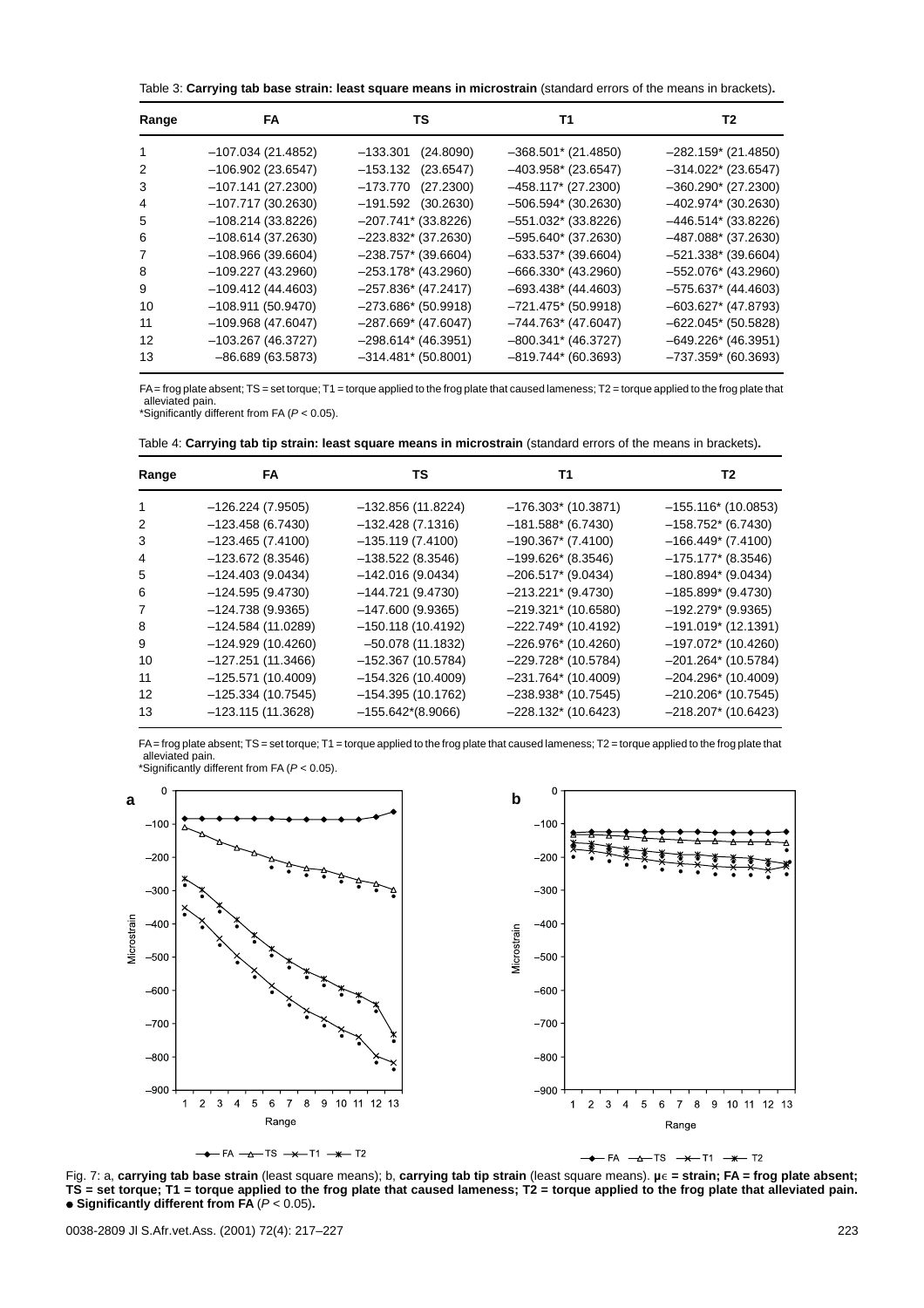Table 3: **Carrying tab base strain: least square means in microstrain** (standard errors of the means in brackets)**.**

| Range | FA | TS | T1 | T2 |
|---|---|---|---|---|
| 1 | –107.034 (21.4852) | –133.301 (24.8090) | –368.501* (21.4850) | –282.159* (21.4850) |
| 2 | –106.902 (23.6547) | –153.132 (23.6547) | –403.958* (23.6547) | –314.022* (23.6547) |
| 3 | –107.141 (27.2300) | –173.770 (27.2300) | –458.117* (27.2300) | –360.290* (27.2300) |
| 4 | –107.717 (30.2630) | –191.592 (30.2630) | –506.594* (30.2630) | –402.974* (30.2630) |
| 5 | –108.214 (33.8226) | –207.741* (33.8226) | –551.032* (33.8226) | –446.514* (33.8226) |
| 6 | –108.614 (37.2630) | –223.832* (37.2630) | –595.640* (37.2630) | –487.088* (37.2630) |
| 7 | –108.966 (39.6604) | –238.757* (39.6604) | –633.537* (39.6604) | –521.338* (39.6604) |
| 8 | –109.227 (43.2960) | –253.178* (43.2960) | –666.330* (43.2960) | –552.076* (43.2960) |
| 9 | –109.412 (44.4603) | –257.836* (47.2417) | –693.438* (44.4603) | –575.637* (44.4603) |
| 10 | –108.911 (50.9470) | –273.686* (50.9918) | –721.475* (50.9918) | –603.627* (47.8793) |
| 11 | –109.968 (47.6047) | –287.669* (47.6047) | –744.763* (47.6047) | –622.045* (50.5828) |
| 12 | –103.267 (46.3727) | –298.614* (46.3951) | –800.341* (46.3727) | –649.226* (46.3951) |
| 13 | –86.689 (63.5873) | –314.481* (50.8001) | –819.744* (60.3693) | –737.359* (60.3693) |

FA = frog plate absent; TS = set torque; T1 = torque applied to the frog plate that caused lameness; T2 = torque applied to the frog plate that alleviated pain.
*Significantly different from FA ($P < 0.05$).

Table 4: **Carrying tab tip strain: least square means in microstrain** (standard errors of the means in brackets)**.**

| Range | FA | TS | T1 | T2 |
|---|---|---|---|---|
| 1 | –126.224 (7.9505) | –132.856 (11.8224) | –176.303* (10.3871) | –155.116* (10.0853) |
| 2 | –123.458 (6.7430) | –132.428 (7.1316) | –181.588* (6.7430) | –158.752* (6.7430) |
| 3 | –123.465 (7.4100) | –135.119 (7.4100) | –190.367* (7.4100) | –166.449* (7.4100) |
| 4 | –123.672 (8.3546) | –138.522 (8.3546) | –199.626* (8.3546) | –175.177* (8.3546) |
| 5 | –124.403 (9.0434) | –142.016 (9.0434) | –206.517* (9.0434) | –180.894* (9.0434) |
| 6 | –124.595 (9.4730) | –144.721 (9.4730) | –213.221* (9.4730) | –185.899* (9.4730) |
| 7 | –124.738 (9.9365) | –147.600 (9.9365) | –219.321* (10.6580) | –192.279* (9.9365) |
| 8 | –124.584 (11.0289) | –150.118 (10.4192) | –222.749* (10.4192) | –191.019* (12.1391) |
| 9 | –124.929 (10.4260) | –50.078 (11.1832) | –226.976* (10.4260) | –197.072* (10.4260) |
| 10 | –127.251 (11.3466) | –152.367 (10.5784) | –229.728* (10.5784) | –201.264* (10.5784) |
| 11 | –125.571 (10.4009) | –154.326 (10.4009) | –231.764* (10.4009) | –204.296* (10.4009) |
| 12 | –125.334 (10.7545) | –154.395 (10.1762) | –238.938* (10.7545) | –210.206* (10.7545) |
| 13 | –123.115 (11.3628) | –155.642*(8.9066) | –228.132* (10.6423) | –218.207* (10.6423) |

FA = frog plate absent; TS = set torque; T1 = torque applied to the frog plate that caused lameness; T2 = torque applied to the frog plate that alleviated pain.
*Significantly different from FA ($P < 0.05$).

Fig. 7: a, **carrying tab base strain** (least square means); b, **carrying tab tip strain** (least square means). **$\mu\epsilon$ = strain; FA = frog plate absent; TS = set torque; T1 = torque applied to the frog plate that caused lameness; T2 = torque applied to the frog plate that alleviated pain. ● Significantly different from FA** ($P < 0.05$)**.**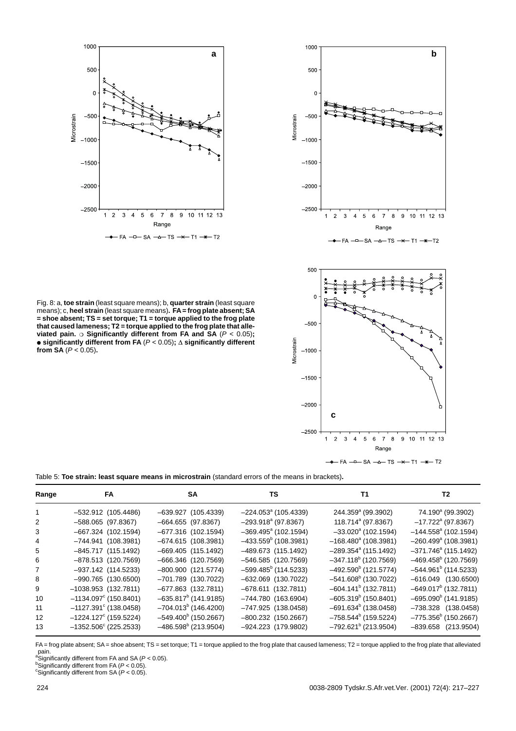Fig. 8: a, **toe strain** (least square means); b, **quarter strain** (least square means); c, **heel strain** (least square means). **FA = frog plate absent; SA = shoe absent; TS = set torque; T1 = torque applied to the frog plate that caused lameness; T2 = torque applied to the frog plate that alleviated pain.** ○ **Significantly different from FA and SA** ($P < 0.05$)**;** ● **significantly different from FA** ($P < 0.05$)**;** Δ **significantly different from SA** ($P < 0.05$)**.**

Table 5: **Toe strain: least square means in microstrain** (standard errors of the means in brackets)**.**

| Range | FA | SA | TS | T1 | T2 |
|---|---|---|---|---|---|
| 1 | –532.912 (105.4486) | –639.927 (105.4339) | –224.053[a] (105.4339) | 244.359[a] (99.3902) | 74.190[a] (99.3902) |
| 2 | –588.065 (97.8367) | –664.655 (97.8367) | –293.918[a] (97.8367) | 118.714[a] (97.8367) | –17.722[a] (97.8367) |
| 3 | –667.324 (102.1594) | –677.316 (102.1594) | –369.495[a] (102.1594) | –33.020[a] (102.1594) | –144.558[a] (102.1594) |
| 4 | –744.941 (108.3981) | –674.615 (108.3981) | –433.559[b] (108.3981) | –168.480[a] (108.3981) | –260.499[a] (108.3981) |
| 5 | –845.717 (115.1492) | –669.405 (115.1492) | –489.673 (115.1492) | –289.354[a] (115.1492) | –371.746[a] (115.1492) |
| 6 | –878.513 (120.7569) | –666.346 (120.7569) | –546.585 (120.7569) | –347.118[b] (120.7569) | –469.458[b] (120.7569) |
| 7 | –937.142 (114.5233) | –800.900 (121.5774) | –599.485[b] (114.5233) | –492.590[b] (121.5774) | –544.961[b] (114.5233) |
| 8 | –990.765 (130.6500) | –701.789 (130.7022) | –632.069 (130.7022) | –541.608[b] (130.7022) | –616.049 (130.6500) |
| 9 | –1038.953 (132.7811) | –677.863 (132.7811) | –678.611 (132.7811) | –604.141[b] (132.7811) | –649.017[b] (132.7811) |
| 10 | –1134.097[c] (150.8401) | –635.817[b] (141.9185) | –744.780 (163.6904) | –605.319[b] (150.8401) | –695.090[b] (141.9185) |
| 11 | –1127.391[c] (138.0458) | –704.013[b] (146.4200) | –747.925 (138.0458) | –691.634[b] (138.0458) | –738.328 (138.0458) |
| 12 | –1224.127[c] (159.5224) | –549.400[b] (150.2667) | –800.232 (150.2667) | –758.544[b] (159.5224) | –775.356[b] (150.2667) |
| 13 | –1352.506[c] (225.2533) | –486.598[b] (213.9504) | –924.223 (179.9802) | –792.621[b] (213.9504) | –839.658 (213.9504) |

FA = frog plate absent; SA = shoe absent; TS = set torque; T1 = torque applied to the frog plate that caused lameness; T2 = torque applied to the frog plate that alleviated pain.
[a]Significantly different from FA and SA ($P < 0.05$).
[b]Significantly different from FA ($P < 0.05$).
[c]Significantly different from SA ($P < 0.05$).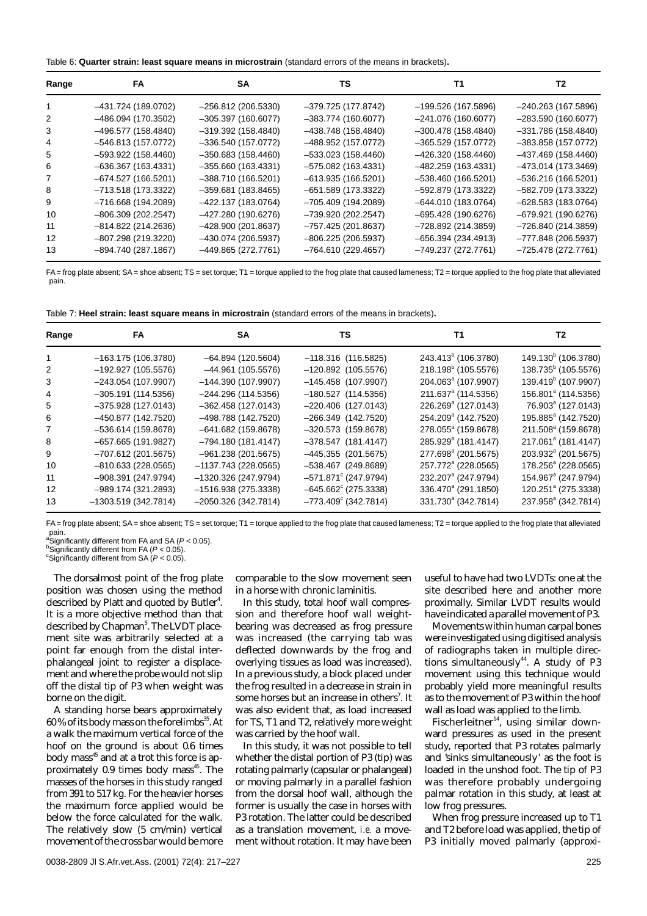Table 6: **Quarter strain: least square means in microstrain** (standard errors of the means in brackets).

| Range | FA | SA | TS | T1 | T2 |
|---|---|---|---|---|---|
| 1 | –431.724 (189.0702) | –256.812 (206.5330) | –379.725 (177.8742) | –199.526 (167.5896) | –240.263 (167.5896) |
| 2 | –486.094 (170.3502) | –305.397 (160.6077) | –383.774 (160.6077) | –241.076 (160.6077) | –283.590 (160.6077) |
| 3 | –496.577 (158.4840) | –319.392 (158.4840) | –438.748 (158.4840) | –300.478 (158.4840) | –331.786 (158.4840) |
| 4 | –546.813 (157.0772) | –336.540 (157.0772) | –488.952 (157.0772) | –365.529 (157.0772) | –383.858 (157.0772) |
| 5 | –593.922 (158.4460) | –350.683 (158.4460) | –533.023 (158.4460) | –426.320 (158.4460) | –437.469 (158.4460) |
| 6 | –636.367 (163.4331) | –355.660 (163.4331) | –575.082 (163.4331) | –482.259 (163.4331) | –473.014 (173.3469) |
| 7 | –674.527 (166.5201) | –388.710 (166.5201) | –613.935 (166.5201) | –538.460 (166.5201) | –536.216 (166.5201) |
| 8 | –713.518 (173.3322) | –359.681 (183.8465) | –651.589 (173.3322) | –592.879 (173.3322) | –582.709 (173.3322) |
| 9 | –716.668 (194.2089) | –422.137 (183.0764) | –705.409 (194.2089) | –644.010 (183.0764) | –628.583 (183.0764) |
| 10 | –806.309 (202.2547) | –427.280 (190.6276) | –739.920 (202.2547) | –695.428 (190.6276) | –679.921 (190.6276) |
| 11 | –814.822 (214.2636) | –428.900 (201.8637) | –757.425 (201.8637) | –728.892 (214.3859) | –726.840 (214.3859) |
| 12 | –807.298 (219.3220) | –430.074 (206.5937) | –806.225 (206.5937) | –656.394 (234.4913) | –777.848 (206.5937) |
| 13 | –894.740 (287.1867) | –449.865 (272.7761) | –764.610 (229.4657) | –749.237 (272.7761) | –725.478 (272.7761) |

FA = frog plate absent; SA = shoe absent; TS = set torque; T1 = torque applied to the frog plate that caused lameness; T2 = torque applied to the frog plate that alleviated pain.

Table 7: **Heel strain: least square means in microstrain** (standard errors of the means in brackets).

| Range | FA | SA | TS | T1 | T2 |
|---|---|---|---|---|---|
| 1 | –163.175 (106.3780) | –64.894 (120.5604) | –118.316 (116.5825) | 243.413[b] (106.3780) | 149.130[b] (106.3780) |
| 2 | –192.927 (105.5576) | –44.961 (105.5576) | –120.892 (105.5576) | 218.198[b] (105.5576) | 138.735[b] (105.5576) |
| 3 | –243.054 (107.9907) | –144.390 (107.9907) | –145.458 (107.9907) | 204.063[a] (107.9907) | 139.419[b] (107.9907) |
| 4 | –305.191 (114.5356) | –244.296 (114.5356) | –180.527 (114.5356) | 211.637[a] (114.5356) | 156.801[a] (114.5356) |
| 5 | –375.928 (127.0143) | –362.458 (127.0143) | –220.406 (127.0143) | 226.269[a] (127.0143) | 76.903[a] (127.0143) |
| 6 | –450.877 (142.7520) | –498.788 (142.7520) | –266.349 (142.7520) | 254.209[a] (142.7520) | 195.885[a] (142.7520) |
| 7 | –536.614 (159.8678) | –641.682 (159.8678) | –320.573 (159.8678) | 278.055[a] (159.8678) | 211.508[a] (159.8678) |
| 8 | –657.665 (191.9827) | –794.180 (181.4147) | –378.547 (181.4147) | 285.929[a] (181.4147) | 217.061[a] (181.4147) |
| 9 | –707.612 (201.5675) | –961.238 (201.5675) | –445.355 (201.5675) | 277.698[a] (201.5675) | 203.932[a] (201.5675) |
| 10 | –810.633 (228.0565) | –1137.743 (228.0565) | –538.467 (249.8689) | 257.772[a] (228.0565) | 178.256[a] (228.0565) |
| 11 | –908.391 (247.9794) | –1320.326 (247.9794) | –571.871[c] (247.9794) | 232.207[a] (247.9794) | 154.967[a] (247.9794) |
| 12 | –989.174 (321.2893) | –1516.938 (275.3338) | –645.662[c] (275.3338) | 336.470[a] (291.1850) | 120.251[a] (275.3338) |
| 13 | –1303.519 (342.7814) | –2050.326 (342.7814) | –773.409[c] (342.7814) | 331.730[a] (342.7814) | 237.958[a] (342.7814) |

FA = frog plate absent; SA = shoe absent; TS = set torque; T1 = torque applied to the frog plate that caused lameness; T2 = torque applied to the frog plate that alleviated pain.
[a]Significantly different from FA and SA ($P < 0.05$).
[b]Significantly different from FA ($P < 0.05$).
[c]Significantly different from SA ($P < 0.05$).

The dorsalmost point of the frog plate position was chosen using the method described by Platt and quoted by Butler[4]. It is a more objective method than that described by Chapman[5]. The LVDT placement site was arbitrarily selected at a point far enough from the distal interphalangeal joint to register a displacement and where the probe would not slip off the distal tip of P3 when weight was borne on the digit.

A standing horse bears approximately 60 % of its body mass on the forelimbs[35]. At a walk the maximum vertical force of the hoof on the ground is about 0.6 times body mass[45] and at a trot this force is approximately 0.9 times body mass[45]. The masses of the horses in this study ranged from 391 to 517 kg. For the heavier horses the maximum force applied would be below the force calculated for the walk. The relatively slow (5 cm/min) vertical movement of the crossbar would be more comparable to the slow movement seen in a horse with chronic laminitis.

In this study, total hoof wall compression and therefore hoof wall weight-bearing was decreased as frog pressure was increased (the carrying tab was deflected downwards by the frog and overlying tissues as load was increased). In a previous study, a block placed under the frog resulted in a decrease in strain in some horses but an increase in others[7]. It was also evident that, as load increased for TS, T1 and T2, relatively more weight was carried by the hoof wall.

In this study, it was not possible to tell whether the distal portion of P3 (tip) was rotating palmarly (capsular or phalangeal) or moving palmarly in a parallel fashion from the dorsal hoof wall, although the former is usually the case in horses with P3 rotation. The latter could be described as a translation movement, *i.e.* a movement without rotation. It may have been useful to have had two LVDTs: one at the site described here and another more proximally. Similar LVDT results would have indicated a parallel movement of P3.

Movements within human carpal bones were investigated using digitised analysis of radiographs taken in multiple directions simultaneously[44]. A study of P3 movement using this technique would probably yield more meaningful results as to the movement of P3 within the hoof wall as load was applied to the limb.

Fischerleitner[14], using similar downward pressures as used in the present study, reported that P3 rotates palmarly and 'sinks simultaneously' as the foot is loaded in the unshod foot. The tip of P3 was therefore probably undergoing palmar rotation in this study, at least at low frog pressures.

When frog pressure increased up to T1 and T2 before load was applied, the tip of P3 initially moved palmarly (approxi-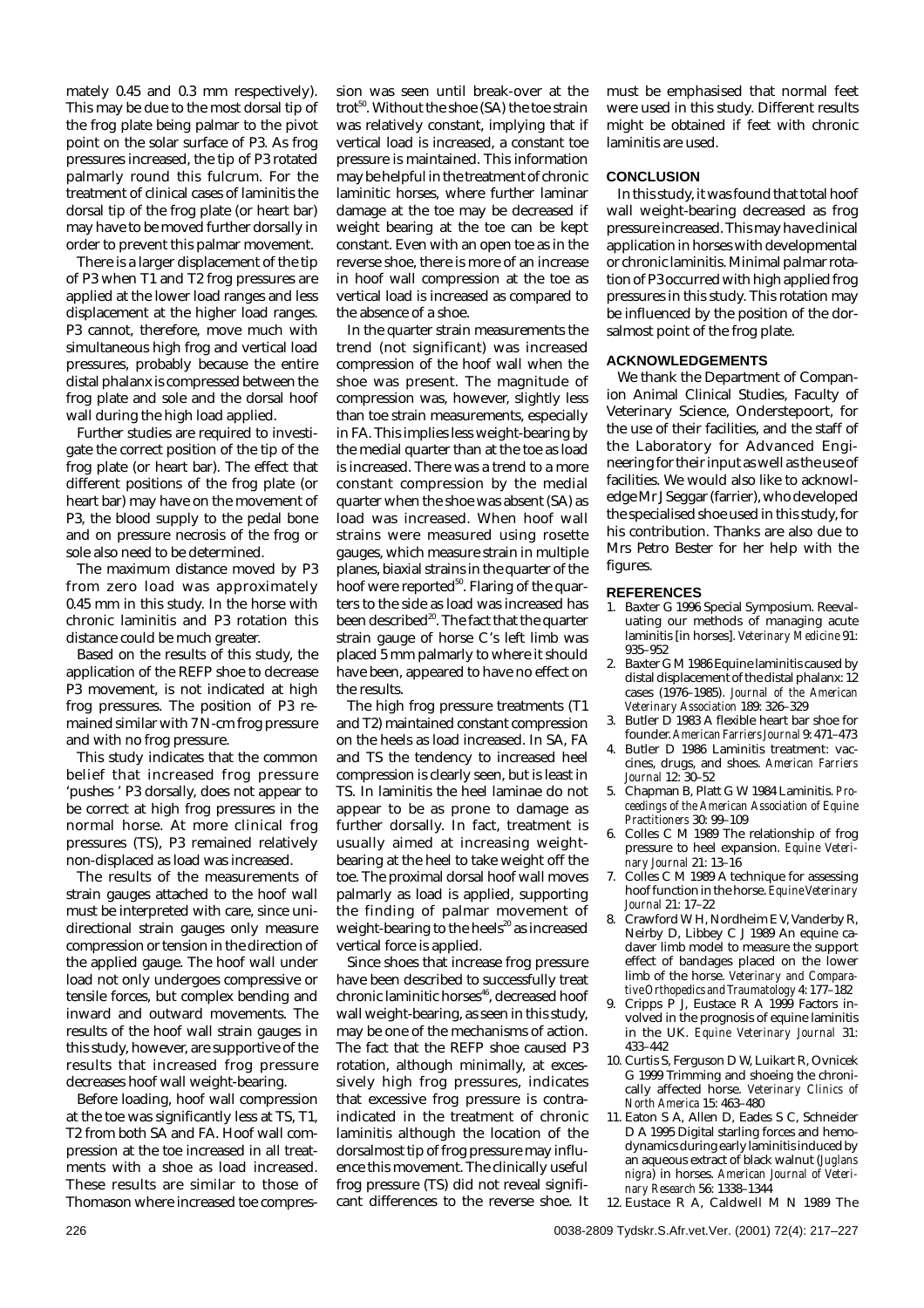mately 0.45 and 0.3 mm respectively). This may be due to the most dorsal tip of the frog plate being palmar to the pivot point on the solar surface of P3. As frog pressures increased, the tip of P3 rotated palmarly round this fulcrum. For the treatment of clinical cases of laminitis the dorsal tip of the frog plate (or heart bar) may have to be moved further dorsally in order to prevent this palmar movement.

There is a larger displacement of the tip of P3 when T1 and T2 frog pressures are applied at the lower load ranges and less displacement at the higher load ranges. P3 cannot, therefore, move much with simultaneous high frog and vertical load pressures, probably because the entire distal phalanx is compressed between the frog plate and sole and the dorsal hoof wall during the high load applied.

Further studies are required to investigate the correct position of the tip of the frog plate (or heart bar). The effect that different positions of the frog plate (or heart bar) may have on the movement of P3, the blood supply to the pedal bone and on pressure necrosis of the frog or sole also need to be determined.

The maximum distance moved by P3 from zero load was approximately 0.45 mm in this study. In the horse with chronic laminitis and P3 rotation this distance could be much greater.

Based on the results of this study, the application of the REFP shoe to decrease P3 movement, is not indicated at high frog pressures. The position of P3 remained similar with 7 N-cm frog pressure and with no frog pressure.

This study indicates that the common belief that increased frog pressure 'pushes ' P3 dorsally, does not appear to be correct at high frog pressures in the normal horse. At more clinical frog pressures (TS), P3 remained relatively non-displaced as load was increased.

The results of the measurements of strain gauges attached to the hoof wall must be interpreted with care, since unidirectional strain gauges only measure compression or tension in the direction of the applied gauge. The hoof wall under load not only undergoes compressive or tensile forces, but complex bending and inward and outward movements. The results of the hoof wall strain gauges in this study, however, are supportive of the results that increased frog pressure decreases hoof wall weight-bearing.

Before loading, hoof wall compression at the toe was significantly less at TS, T1, T2 from both SA and FA. Hoof wall compression at the toe increased in all treatments with a shoe as load increased. These results are similar to those of Thomason where increased toe compression was seen until break-over at the trot[50]. Without the shoe (SA) the toe strain was relatively constant, implying that if vertical load is increased, a constant toe pressure is maintained. This information may be helpful in the treatment of chronic laminitic horses, where further laminar damage at the toe may be decreased if weight bearing at the toe can be kept constant. Even with an open toe as in the reverse shoe, there is more of an increase in hoof wall compression at the toe as vertical load is increased as compared to the absence of a shoe.

In the quarter strain measurements the trend (not significant) was increased compression of the hoof wall when the shoe was present. The magnitude of compression was, however, slightly less than toe strain measurements, especially in FA. This implies less weight-bearing by the medial quarter than at the toe as load is increased. There was a trend to a more constant compression by the medial quarter when the shoe was absent (SA) as load was increased. When hoof wall strains were measured using rosette gauges, which measure strain in multiple planes, biaxial strains in the quarter of the hoof were reported[50]. Flaring of the quarters to the side as load was increased has been described[20]. The fact that the quarter strain gauge of horse C's left limb was placed 5 mm palmarly to where it should have been, appeared to have no effect on the results.

The high frog pressure treatments (T1 and T2) maintained constant compression on the heels as load increased. In SA, FA and TS the tendency to increased heel compression is clearly seen, but is least in TS. In laminitis the heel laminae do not appear to be as prone to damage as further dorsally. In fact, treatment is usually aimed at increasing weight-bearing at the heel to take weight off the toe. The proximal dorsal hoof wall moves palmarly as load is applied, supporting the finding of palmar movement of weight-bearing to the heels[20] as increased vertical force is applied.

Since shoes that increase frog pressure have been described to successfully treat chronic laminitic horses[46], decreased hoof wall weight-bearing, as seen in this study, may be one of the mechanisms of action. The fact that the REFP shoe caused P3 rotation, although minimally, at excessively high frog pressures, indicates that excessive frog pressure is contraindicated in the treatment of chronic laminitis although the location of the dorsalmost tip of frog pressure may influence this movement. The clinically useful frog pressure (TS) did not reveal significant differences to the reverse shoe. It must be emphasised that normal feet were used in this study. Different results might be obtained if feet with chronic laminitis are used.

## CONCLUSION

In this study, it was found that total hoof wall weight-bearing decreased as frog pressure increased. This may have clinical application in horses with developmental or chronic laminitis. Minimal palmar rotation of P3 occurred with high applied frog pressures in this study. This rotation may be influenced by the position of the dorsalmost point of the frog plate.

## ACKNOWLEDGEMENTS

We thank the Department of Companion Animal Clinical Studies, Faculty of Veterinary Science, Onderstepoort, for the use of their facilities, and the staff of the Laboratory for Advanced Engineering for their input as well as the use of facilities. We would also like to acknowledge Mr J Seggar (farrier), who developed the specialised shoe used in this study, for his contribution. Thanks are also due to Mrs Petro Bester for her help with the figures.

## REFERENCES

1. Baxter G 1996 Special Symposium. Reevaluating our methods of managing acute laminitis [in horses]. *Veterinary Medicine* 91: 935–952
2. Baxter G M 1986 Equine laminitis caused by distal displacement of the distal phalanx: 12 cases (1976–1985). *Journal of the American Veterinary Association* 189: 326–329
3. Butler D 1983 A flexible heart bar shoe for founder. *American Farriers Journal* 9: 471–473
4. Butler D 1986 Laminitis treatment: vaccines, drugs, and shoes. *American Farriers Journal* 12: 30–52
5. Chapman B, Platt G W 1984 Laminitis. *Proceedings of the American Association of Equine Practitioners* 30: 99–109
6. Colles C M 1989 The relationship of frog pressure to heel expansion. *Equine Veterinary Journal* 21: 13–16
7. Colles C M 1989 A technique for assessing hoof function in the horse. *Equine Veterinary Journal* 21: 17–22
8. Crawford W H, Nordheim E V, Vanderby R, Neirby D, Libbey C J 1989 An equine cadaver limb model to measure the support effect of bandages placed on the lower limb of the horse. *Veterinary and Comparative Orthopedics and Traumatology* 4: 177–182
9. Cripps P J, Eustace R A 1999 Factors involved in the prognosis of equine laminitis in the UK. *Equine Veterinary Journal* 31: 433–442
10. Curtis S, Ferguson D W, Luikart R, Ovnicek G 1999 Trimming and shoeing the chronically affected horse. *Veterinary Clinics of North America* 15: 463–480
11. Eaton S A, Allen D, Eades S C, Schneider D A 1995 Digital starling forces and hemodynamics during early laminitis induced by an aqueous extract of black walnut (*Juglans nigra*) in horses. *American Journal of Veterinary Research* 56: 1338–1344
12. Eustace R A, Caldwell M N 1989 The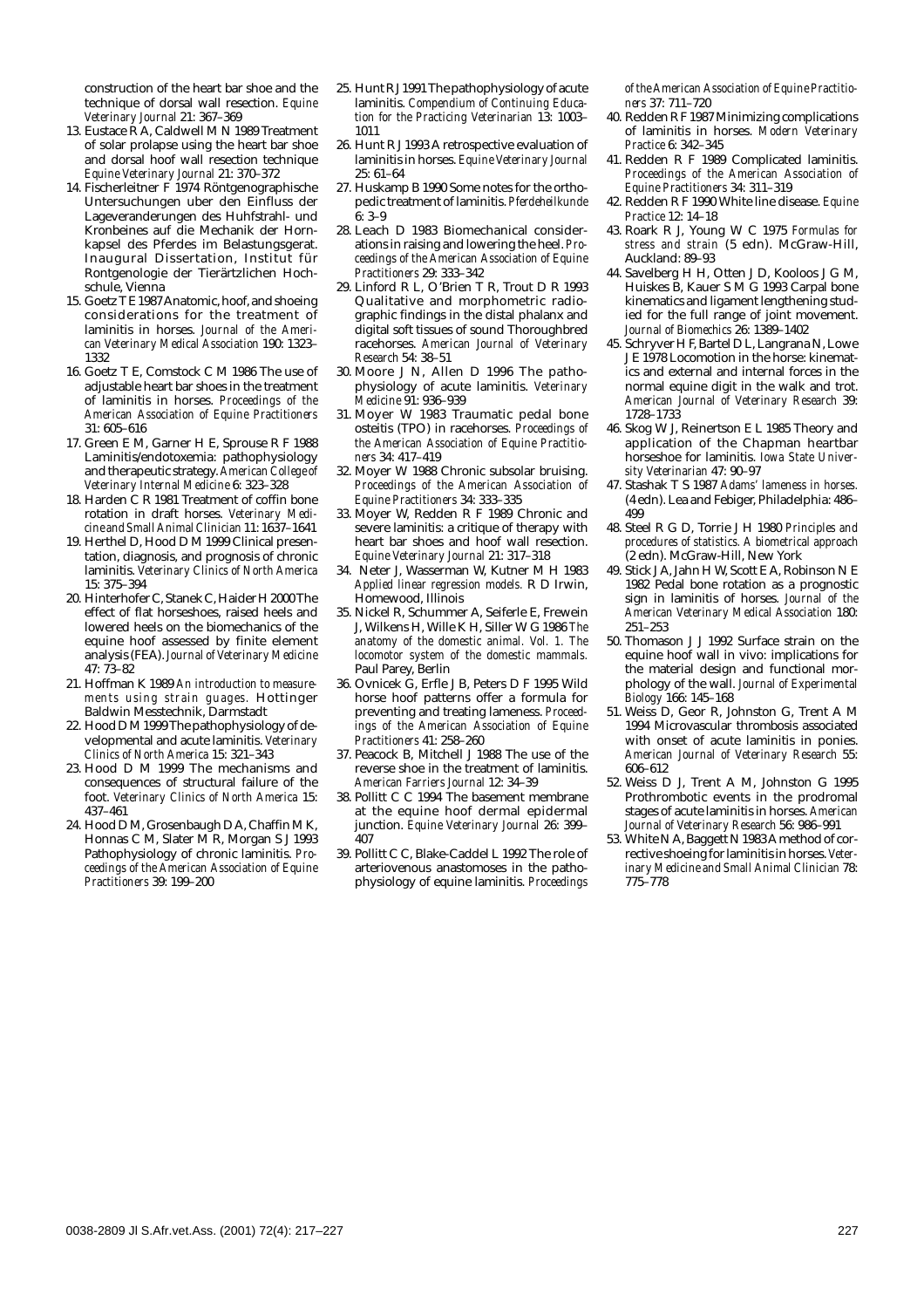construction of the heart bar shoe and the technique of dorsal wall resection. *Equine Veterinary Journal* 21: 367–369

13. Eustace R A, Caldwell M N 1989 Treatment of solar prolapse using the heart bar shoe and dorsal hoof wall resection technique *Equine Veterinary Journal* 21: 370–372
14. Fischerleitner F 1974 Röntgenographische Untersuchungen uber den Einfluss der Lageveranderungen des Huhfstrahl- und Kronbeines auf die Mechanik der Hornkapsel des Pferdes im Belastungsgerat. Inaugural Dissertation, Institut für Rontgenologie der Tierärtzlichen Hochschule, Vienna
15. Goetz T E 1987 Anatomic, hoof, and shoeing considerations for the treatment of laminitis in horses. *Journal of the American Veterinary Medical Association* 190: 1323–1332
16. Goetz T E, Comstock C M 1986 The use of adjustable heart bar shoes in the treatment of laminitis in horses. *Proceedings of the American Association of Equine Practitioners* 31: 605–616
17. Green E M, Garner H E, Sprouse R F 1988 Laminitis/endotoxemia: pathophysiology and therapeutic strategy. *American College of Veterinary Internal Medicine* 6: 323–328
18. Harden C R 1981 Treatment of coffin bone rotation in draft horses. *Veterinary Medicine and Small Animal Clinician* 11: 1637–1641
19. Herthel D, Hood D M 1999 Clinical presentation, diagnosis, and prognosis of chronic laminitis. *Veterinary Clinics of North America* 15: 375–394
20. Hinterhofer C, Stanek C, Haider H 2000 The effect of flat horseshoes, raised heels and lowered heels on the biomechanics of the equine hoof assessed by finite element analysis (FEA). *Journal of Veterinary Medicine* 47: 73–82
21. Hoffman K 1989 *An introduction to measurements using strain guages.* Hottinger Baldwin Messtechnik, Darmstadt
22. Hood D M 1999 The pathophysiology of developmental and acute laminitis. *Veterinary Clinics of North America* 15: 321–343
23. Hood D M 1999 The mechanisms and consequences of structural failure of the foot. *Veterinary Clinics of North America* 15: 437–461
24. Hood D M, Grosenbaugh D A, Chaffin M K, Honnas C M, Slater M R, Morgan S J 1993 Pathophysiology of chronic laminitis. *Proceedings of the American Association of Equine Practitioners* 39: 199–200
25. Hunt R J 1991 The pathophysiology of acute laminitis. *Compendium of Continuing Education for the Practicing Veterinarian* 13: 1003–1011
26. Hunt R J 1993 A retrospective evaluation of laminitis in horses. *Equine Veterinary Journal* 25: 61–64
27. Huskamp B 1990 Some notes for the orthopedic treatment of laminitis. *Pferdeheilkunde* 6: 3–9
28. Leach D 1983 Biomechanical considerations in raising and lowering the heel. *Proceedings of the American Association of Equine Practitioners* 29: 333–342
29. Linford R L, O'Brien T R, Trout D R 1993 Qualitative and morphometric radiographic findings in the distal phalanx and digital soft tissues of sound Thoroughbred racehorses. *American Journal of Veterinary Research* 54: 38–51
30. Moore J N, Allen D 1996 The pathophysiology of acute laminitis. *Veterinary Medicine* 91: 936–939
31. Moyer W 1983 Traumatic pedal bone osteitis (TPO) in racehorses. *Proceedings of the American Association of Equine Practitioners* 34: 417–419
32. Moyer W 1988 Chronic subsolar bruising. *Proceedings of the American Association of Equine Practitioners* 34: 333–335
33. Moyer W, Redden R F 1989 Chronic and severe laminitis: a critique of therapy with heart bar shoes and hoof wall resection. *Equine Veterinary Journal* 21: 317–318
34. Neter J, Wasserman W, Kutner M H 1983 *Applied linear regression models.* R D Irwin, Homewood, Illinois
35. Nickel R, Schummer A, Seiferle E, Frewein J, Wilkens H, Wille K H, Siller W G 1986 *The anatomy of the domestic animal. Vol. 1. The locomotor system of the domestic mammals.* Paul Parey, Berlin
36. Ovnicek G, Erfle J B, Peters D F 1995 Wild horse hoof patterns offer a formula for preventing and treating lameness. *Proceedings of the American Association of Equine Practitioners* 41: 258–260
37. Peacock B, Mitchell J 1988 The use of the reverse shoe in the treatment of laminitis. *American Farriers Journal* 12: 34–39
38. Pollitt C C 1994 The basement membrane at the equine hoof dermal epidermal junction. *Equine Veterinary Journal* 26: 399–407
39. Pollitt C C, Blake-Caddel L 1992 The role of arteriovenous anastomoses in the pathophysiology of equine laminitis. *Proceedings of the American Association of Equine Practitioners* 37: 711–720
40. Redden R F 1987 Minimizing complications of laminitis in horses. *Modern Veterinary Practice* 6: 342–345
41. Redden R F 1989 Complicated laminitis. *Proceedings of the American Association of Equine Practitioners* 34: 311–319
42. Redden R F 1990 White line disease. *Equine Practice* 12: 14–18
43. Roark R J, Young W C 1975 *Formulas for stress and strain* (5 edn). McGraw-Hill, Auckland: 89–93
44. Savelberg H H, Otten J D, Kooloos J G M, Huiskes B, Kauer S M G 1993 Carpal bone kinematics and ligament lengthening studied for the full range of joint movement. *Journal of Biomechics* 26: 1389–1402
45. Schryver H F, Bartel D L, Langrana N, Lowe J E 1978 Locomotion in the horse: kinematics and external and internal forces in the normal equine digit in the walk and trot. *American Journal of Veterinary Research* 39: 1728–1733
46. Skog W J, Reinertson E L 1985 Theory and application of the Chapman heartbar horseshoe for laminitis. *Iowa State University Veterinarian* 47: 90–97
47. Stashak T S 1987 *Adams' lameness in horses.* (4 edn). Lea and Febiger, Philadelphia: 486–499
48. Steel R G D, Torrie J H 1980 *Principles and procedures of statistics. A biometrical approach* (2 edn). McGraw-Hill, New York
49. Stick J A, Jahn H W, Scott E A, Robinson N E 1982 Pedal bone rotation as a prognostic sign in laminitis of horses. *Journal of the American Veterinary Medical Association* 180: 251–253
50. Thomason J J 1992 Surface strain on the equine hoof wall in vivo: implications for the material design and functional morphology of the wall. *Journal of Experimental Biology* 166: 145–168
51. Weiss D, Geor R, Johnston G, Trent A M 1994 Microvascular thrombosis associated with onset of acute laminitis in ponies. *American Journal of Veterinary Research* 55: 606–612
52. Weiss D J, Trent A M, Johnston G 1995 Prothrombotic events in the prodromal stages of acute laminitis in horses. *American Journal of Veterinary Research* 56: 986–991
53. White N A, Baggett N 1983 A method of corrective shoeing for laminitis in horses. *Veterinary Medicine and Small Animal Clinician* 78: 775–778